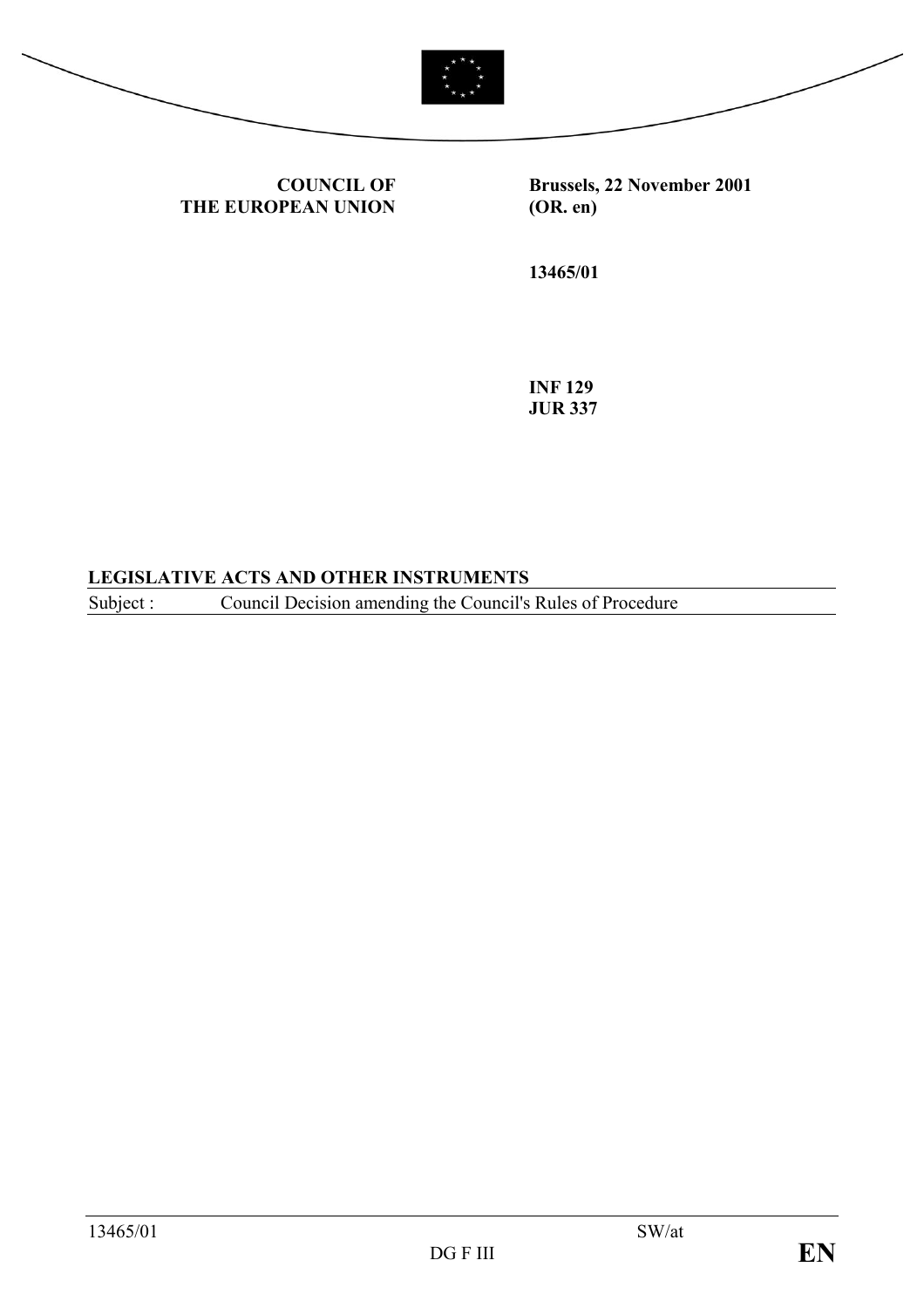**COUNCIL OF THE EUROPEAN UNION**

**Brussels, 22 November 2001**
**(OR. en)**

**13465/01**

**INF 129**
**JUR 337**

## LEGISLATIVE ACTS AND OTHER INSTRUMENTS

Subject : Council Decision amending the Council's Rules of Procedure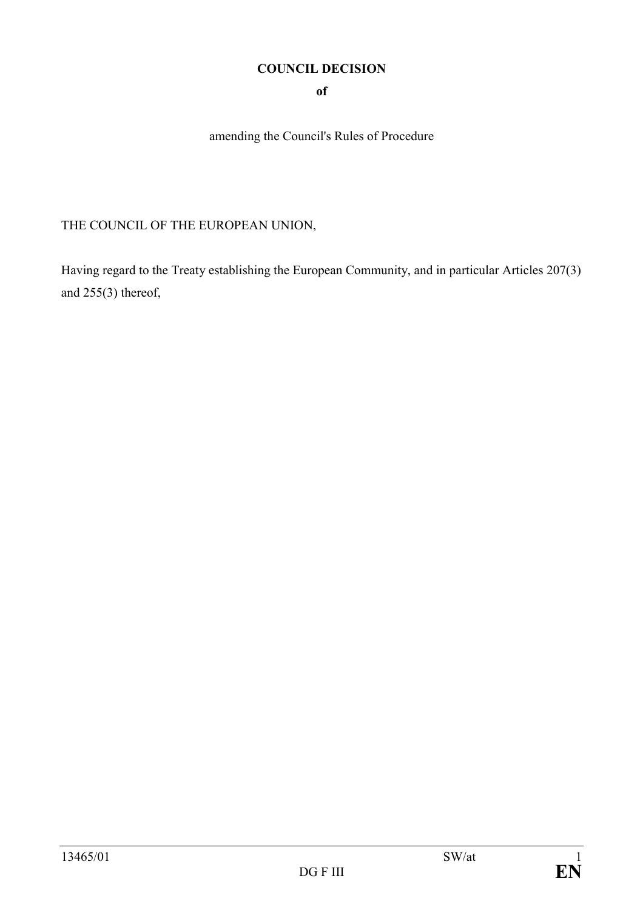**COUNCIL DECISION**

**of**

amending the Council's Rules of Procedure

THE COUNCIL OF THE EUROPEAN UNION,

Having regard to the Treaty establishing the European Community, and in particular Articles 207(3) and 255(3) thereof,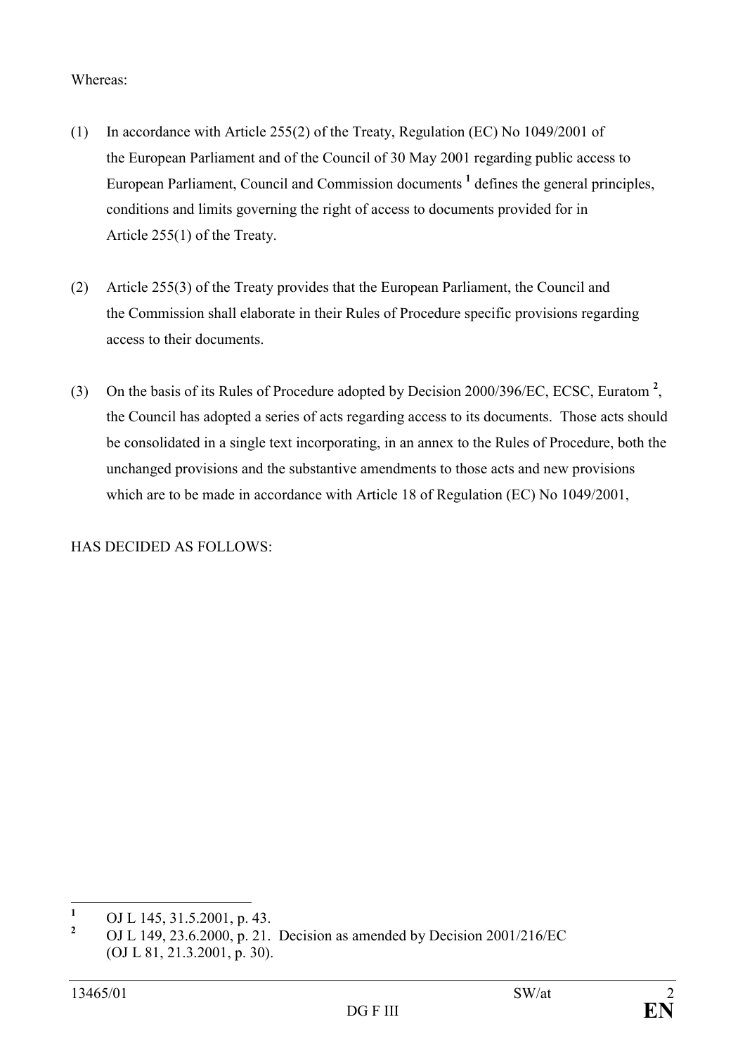Whereas:

(1) In accordance with Article 255(2) of the Treaty, Regulation (EC) No 1049/2001 of the European Parliament and of the Council of 30 May 2001 regarding public access to European Parliament, Council and Commission documents [1] defines the general principles, conditions and limits governing the right of access to documents provided for in Article 255(1) of the Treaty.

(2) Article 255(3) of the Treaty provides that the European Parliament, the Council and the Commission shall elaborate in their Rules of Procedure specific provisions regarding access to their documents.

(3) On the basis of its Rules of Procedure adopted by Decision 2000/396/EC, ECSC, Euratom [2], the Council has adopted a series of acts regarding access to its documents. Those acts should be consolidated in a single text incorporating, in an annex to the Rules of Procedure, both the unchanged provisions and the substantive amendments to those acts and new provisions which are to be made in accordance with Article 18 of Regulation (EC) No 1049/2001,

HAS DECIDED AS FOLLOWS:

---

[1] OJ L 145, 31.5.2001, p. 43.

[2] OJ L 149, 23.6.2000, p. 21. Decision as amended by Decision 2001/216/EC (OJ L 81, 21.3.2001, p. 30).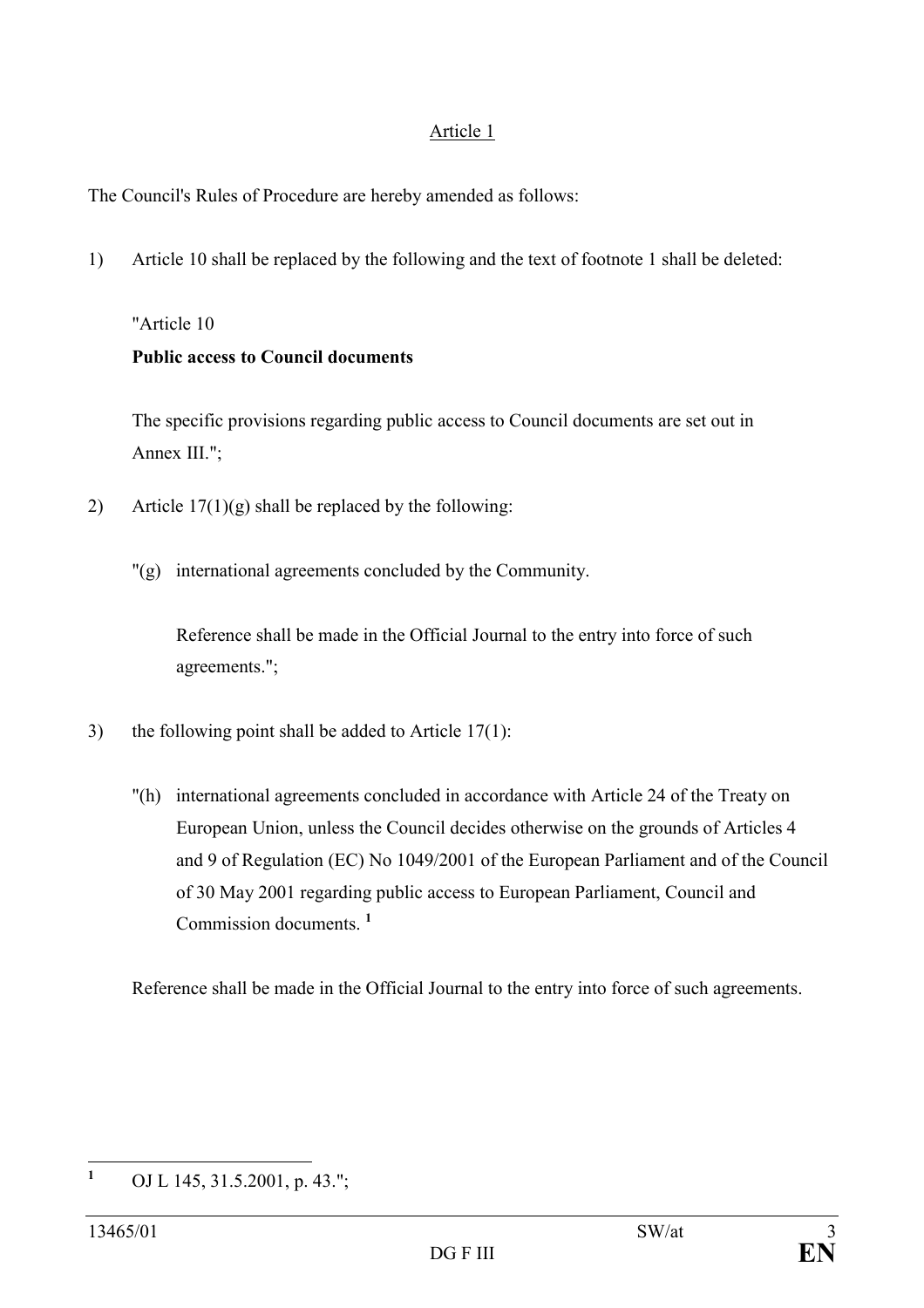Article 1

The Council's Rules of Procedure are hereby amended as follows:

1) Article 10 shall be replaced by the following and the text of footnote 1 shall be deleted:

"Article 10

**Public access to Council documents**

The specific provisions regarding public access to Council documents are set out in Annex III.";

2) Article 17(1)(g) shall be replaced by the following:

"(g) international agreements concluded by the Community.

Reference shall be made in the Official Journal to the entry into force of such agreements.";

3) the following point shall be added to Article 17(1):

"(h) international agreements concluded in accordance with Article 24 of the Treaty on European Union, unless the Council decides otherwise on the grounds of Articles 4 and 9 of Regulation (EC) No 1049/2001 of the European Parliament and of the Council of 30 May 2001 regarding public access to European Parliament, Council and Commission documents. [1]

Reference shall be made in the Official Journal to the entry into force of such agreements.

[1] OJ L 145, 31.5.2001, p. 43.";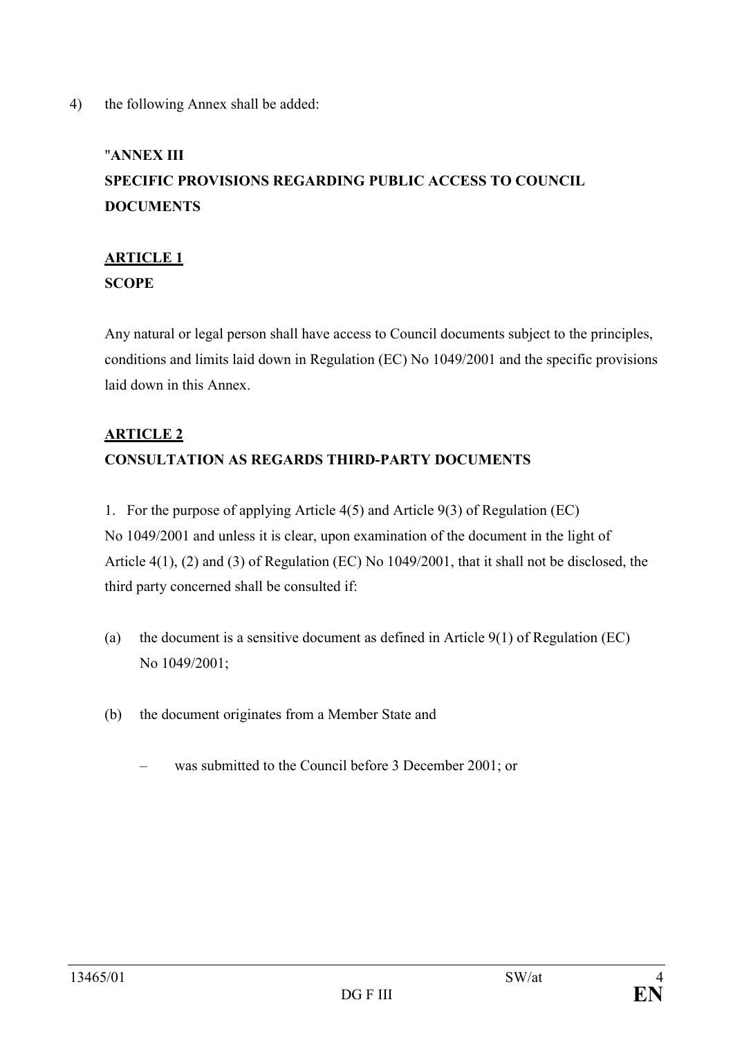4) the following Annex shall be added:

"**ANNEX III**
**SPECIFIC PROVISIONS REGARDING PUBLIC ACCESS TO COUNCIL DOCUMENTS**

**ARTICLE 1**
**SCOPE**

Any natural or legal person shall have access to Council documents subject to the principles, conditions and limits laid down in Regulation (EC) No 1049/2001 and the specific provisions laid down in this Annex.

**ARTICLE 2**
**CONSULTATION AS REGARDS THIRD-PARTY DOCUMENTS**

1. For the purpose of applying Article 4(5) and Article 9(3) of Regulation (EC) No 1049/2001 and unless it is clear, upon examination of the document in the light of Article 4(1), (2) and (3) of Regulation (EC) No 1049/2001, that it shall not be disclosed, the third party concerned shall be consulted if:

(a) the document is a sensitive document as defined in Article 9(1) of Regulation (EC) No 1049/2001;

(b) the document originates from a Member State and

– was submitted to the Council before 3 December 2001; or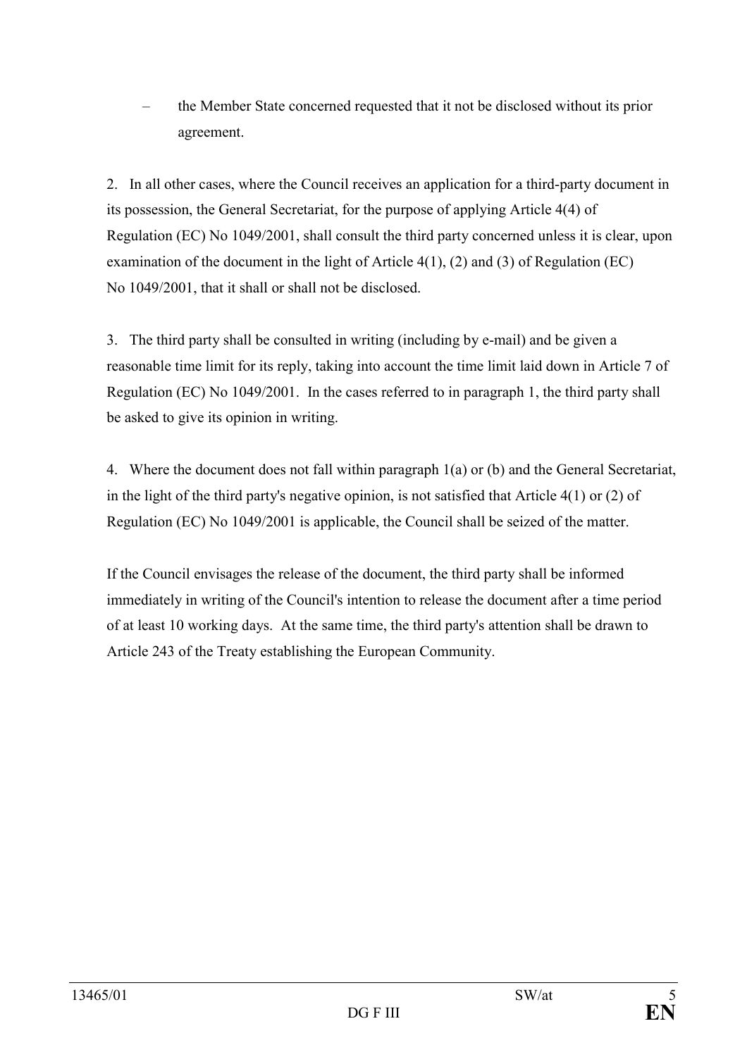– the Member State concerned requested that it not be disclosed without its prior agreement.

2. In all other cases, where the Council receives an application for a third-party document in its possession, the General Secretariat, for the purpose of applying Article 4(4) of Regulation (EC) No 1049/2001, shall consult the third party concerned unless it is clear, upon examination of the document in the light of Article 4(1), (2) and (3) of Regulation (EC) No 1049/2001, that it shall or shall not be disclosed.

3. The third party shall be consulted in writing (including by e-mail) and be given a reasonable time limit for its reply, taking into account the time limit laid down in Article 7 of Regulation (EC) No 1049/2001. In the cases referred to in paragraph 1, the third party shall be asked to give its opinion in writing.

4. Where the document does not fall within paragraph 1(a) or (b) and the General Secretariat, in the light of the third party's negative opinion, is not satisfied that Article 4(1) or (2) of Regulation (EC) No 1049/2001 is applicable, the Council shall be seized of the matter.

If the Council envisages the release of the document, the third party shall be informed immediately in writing of the Council's intention to release the document after a time period of at least 10 working days. At the same time, the third party's attention shall be drawn to Article 243 of the Treaty establishing the European Community.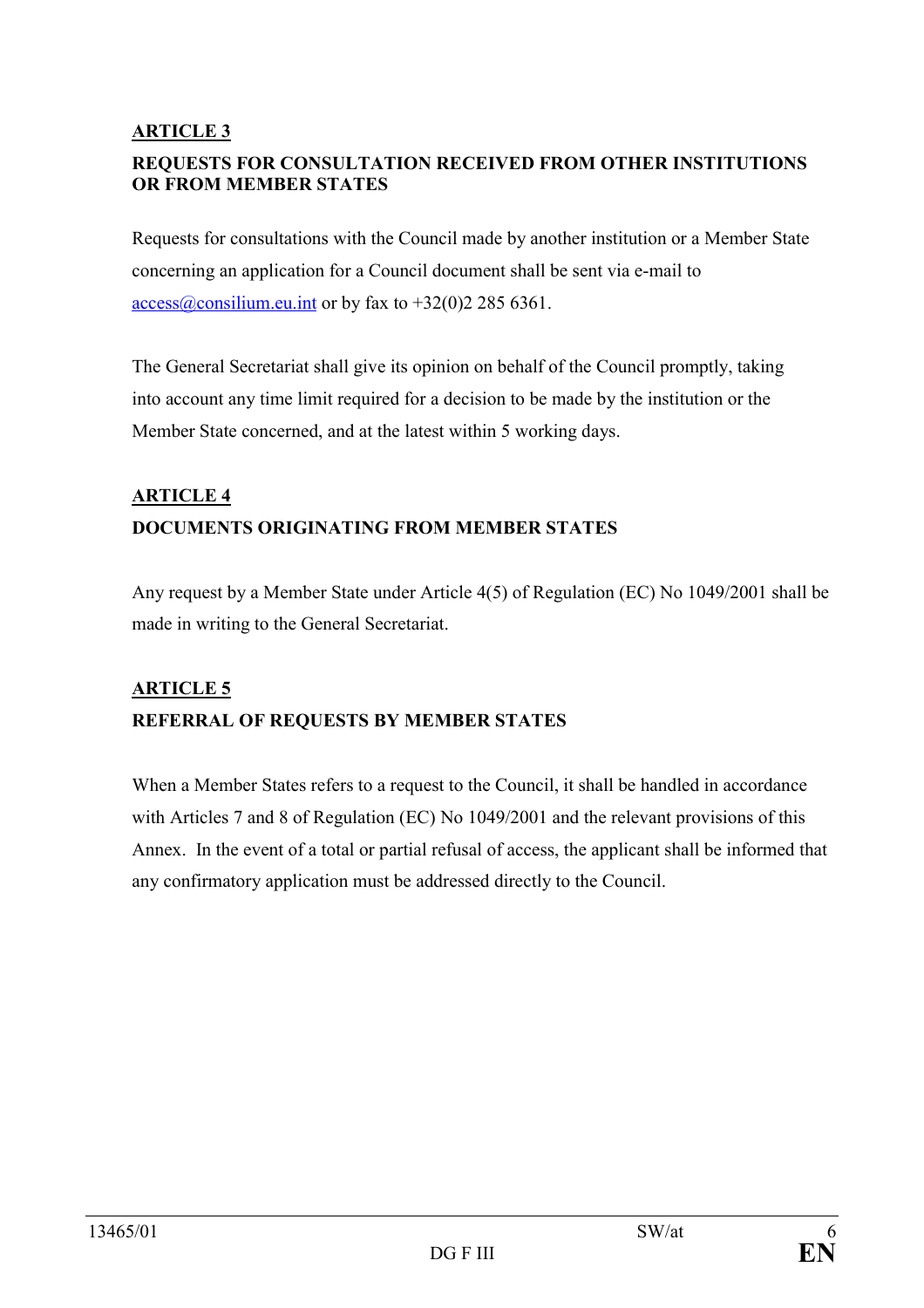## ARTICLE 3

### REQUESTS FOR CONSULTATION RECEIVED FROM OTHER INSTITUTIONS OR FROM MEMBER STATES

Requests for consultations with the Council made by another institution or a Member State concerning an application for a Council document shall be sent via e-mail to access@consilium.eu.int or by fax to +32(0)2 285 6361.

The General Secretariat shall give its opinion on behalf of the Council promptly, taking into account any time limit required for a decision to be made by the institution or the Member State concerned, and at the latest within 5 working days.

## ARTICLE 4

### DOCUMENTS ORIGINATING FROM MEMBER STATES

Any request by a Member State under Article 4(5) of Regulation (EC) No 1049/2001 shall be made in writing to the General Secretariat.

## ARTICLE 5

### REFERRAL OF REQUESTS BY MEMBER STATES

When a Member States refers to a request to the Council, it shall be handled in accordance with Articles 7 and 8 of Regulation (EC) No 1049/2001 and the relevant provisions of this Annex. In the event of a total or partial refusal of access, the applicant shall be informed that any confirmatory application must be addressed directly to the Council.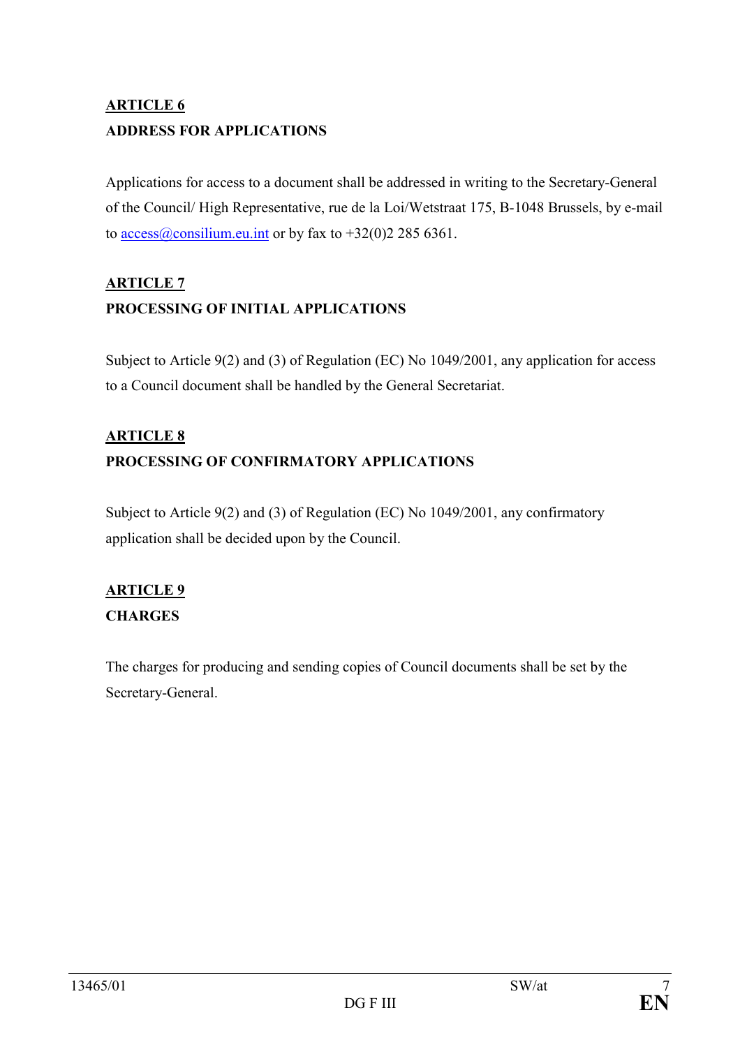## ARTICLE 6

## ADDRESS FOR APPLICATIONS

Applications for access to a document shall be addressed in writing to the Secretary-General of the Council/ High Representative, rue de la Loi/Wetstraat 175, B-1048 Brussels, by e-mail to access@consilium.eu.int or by fax to +32(0)2 285 6361.

## ARTICLE 7

## PROCESSING OF INITIAL APPLICATIONS

Subject to Article 9(2) and (3) of Regulation (EC) No 1049/2001, any application for access to a Council document shall be handled by the General Secretariat.

## ARTICLE 8

## PROCESSING OF CONFIRMATORY APPLICATIONS

Subject to Article 9(2) and (3) of Regulation (EC) No 1049/2001, any confirmatory application shall be decided upon by the Council.

## ARTICLE 9

## CHARGES

The charges for producing and sending copies of Council documents shall be set by the Secretary-General.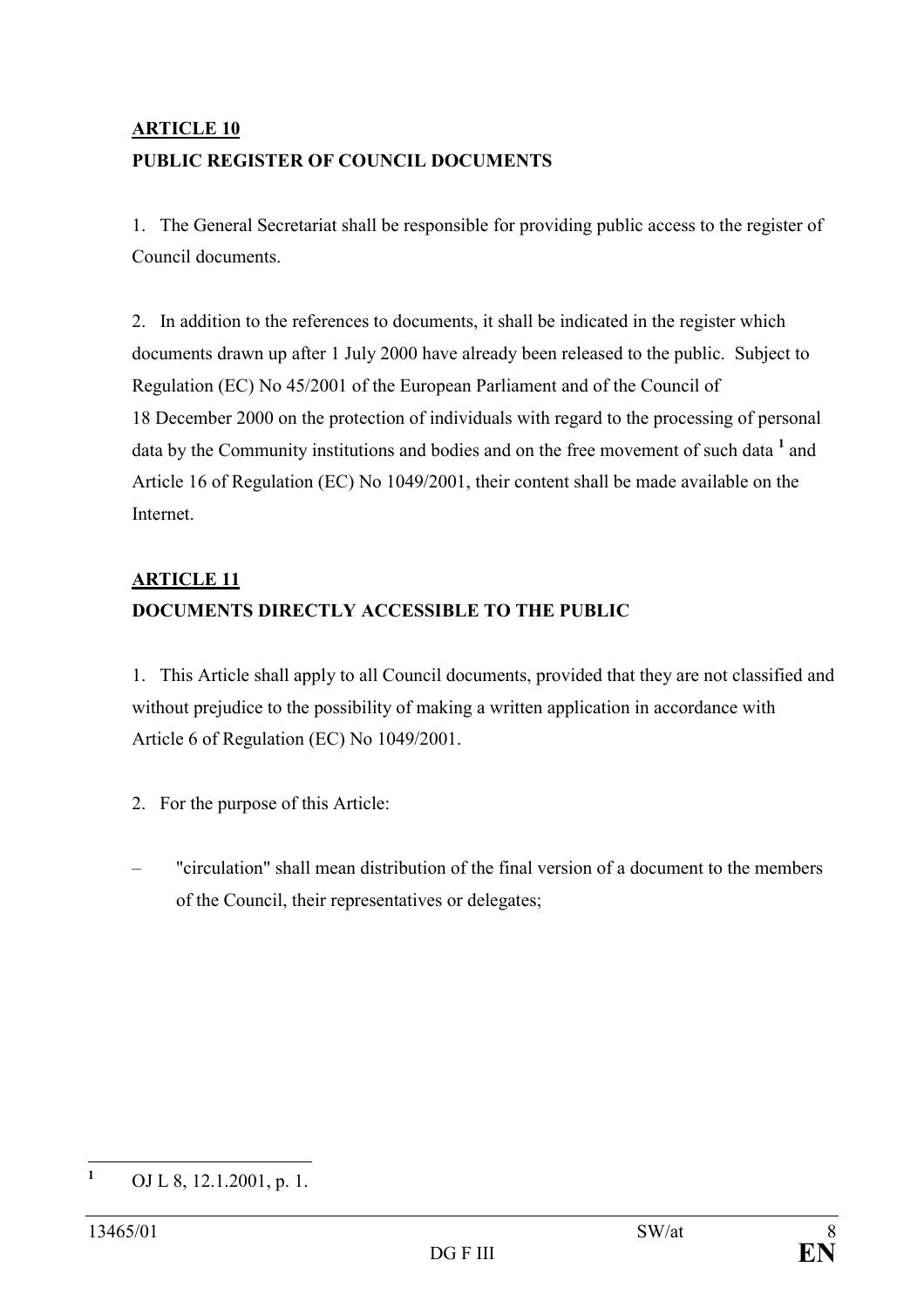## ARTICLE 10

## PUBLIC REGISTER OF COUNCIL DOCUMENTS

1. The General Secretariat shall be responsible for providing public access to the register of Council documents.

2. In addition to the references to documents, it shall be indicated in the register which documents drawn up after 1 July 2000 have already been released to the public. Subject to Regulation (EC) No 45/2001 of the European Parliament and of the Council of 18 December 2000 on the protection of individuals with regard to the processing of personal data by the Community institutions and bodies and on the free movement of such data [1] and Article 16 of Regulation (EC) No 1049/2001, their content shall be made available on the Internet.

## ARTICLE 11

## DOCUMENTS DIRECTLY ACCESSIBLE TO THE PUBLIC

1. This Article shall apply to all Council documents, provided that they are not classified and without prejudice to the possibility of making a written application in accordance with Article 6 of Regulation (EC) No 1049/2001.

2. For the purpose of this Article:

– "circulation" shall mean distribution of the final version of a document to the members of the Council, their representatives or delegates;

---

[1] OJ L 8, 12.1.2001, p. 1.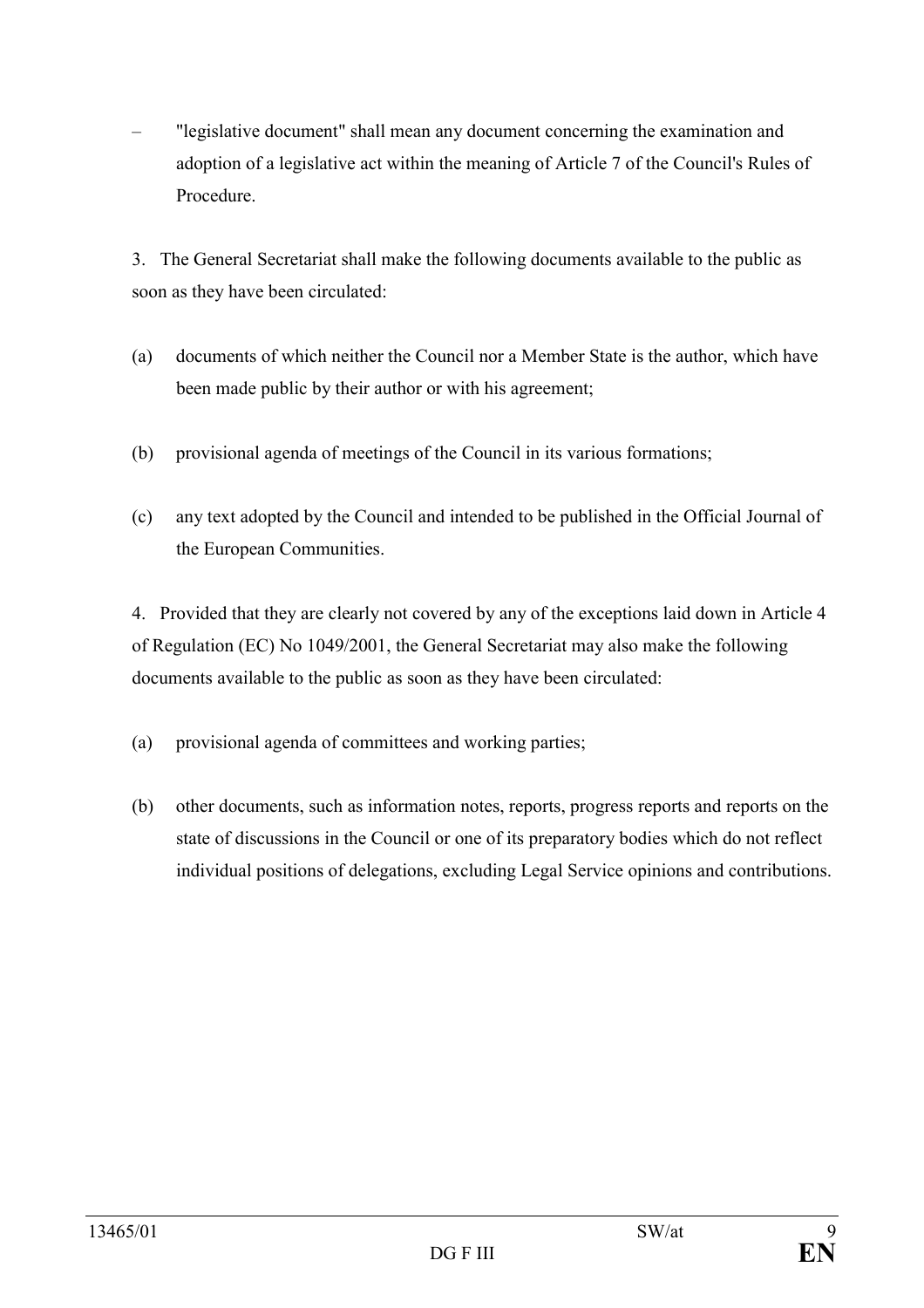– "legislative document" shall mean any document concerning the examination and adoption of a legislative act within the meaning of Article 7 of the Council's Rules of Procedure.

3. The General Secretariat shall make the following documents available to the public as soon as they have been circulated:

(a) documents of which neither the Council nor a Member State is the author, which have been made public by their author or with his agreement;

(b) provisional agenda of meetings of the Council in its various formations;

(c) any text adopted by the Council and intended to be published in the Official Journal of the European Communities.

4. Provided that they are clearly not covered by any of the exceptions laid down in Article 4 of Regulation (EC) No 1049/2001, the General Secretariat may also make the following documents available to the public as soon as they have been circulated:

(a) provisional agenda of committees and working parties;

(b) other documents, such as information notes, reports, progress reports and reports on the state of discussions in the Council or one of its preparatory bodies which do not reflect individual positions of delegations, excluding Legal Service opinions and contributions.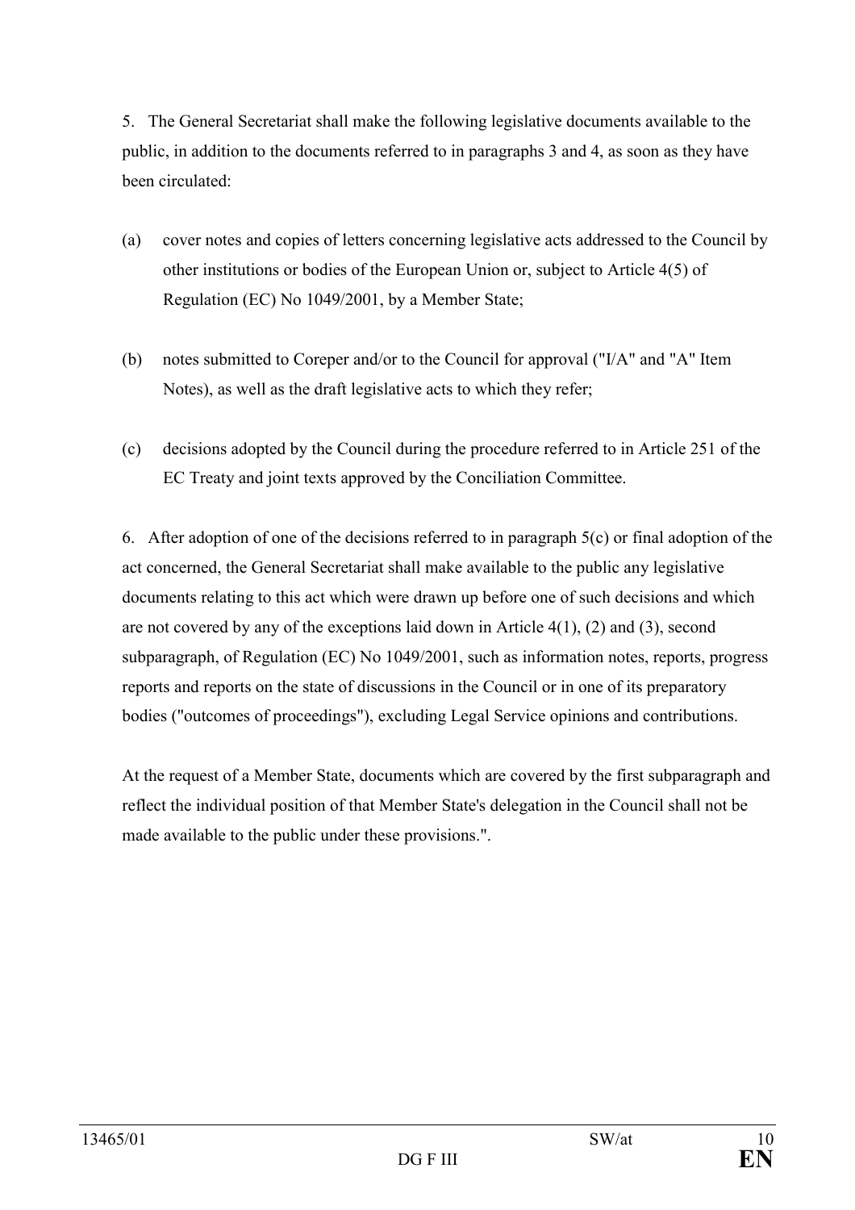5. The General Secretariat shall make the following legislative documents available to the public, in addition to the documents referred to in paragraphs 3 and 4, as soon as they have been circulated:

(a) cover notes and copies of letters concerning legislative acts addressed to the Council by other institutions or bodies of the European Union or, subject to Article 4(5) of Regulation (EC) No 1049/2001, by a Member State;

(b) notes submitted to Coreper and/or to the Council for approval ("I/A" and "A" Item Notes), as well as the draft legislative acts to which they refer;

(c) decisions adopted by the Council during the procedure referred to in Article 251 of the EC Treaty and joint texts approved by the Conciliation Committee.

6. After adoption of one of the decisions referred to in paragraph 5(c) or final adoption of the act concerned, the General Secretariat shall make available to the public any legislative documents relating to this act which were drawn up before one of such decisions and which are not covered by any of the exceptions laid down in Article 4(1), (2) and (3), second subparagraph, of Regulation (EC) No 1049/2001, such as information notes, reports, progress reports and reports on the state of discussions in the Council or in one of its preparatory bodies ("outcomes of proceedings"), excluding Legal Service opinions and contributions.

At the request of a Member State, documents which are covered by the first subparagraph and reflect the individual position of that Member State's delegation in the Council shall not be made available to the public under these provisions.".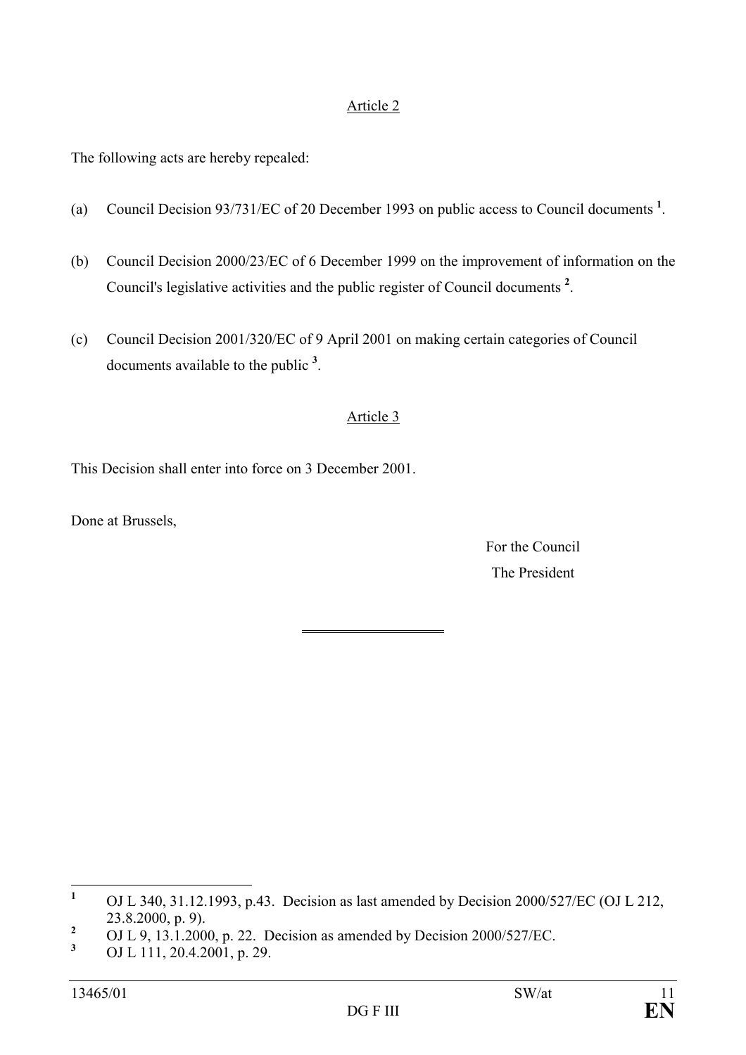Article 2

The following acts are hereby repealed:

(a) Council Decision 93/731/EC of 20 December 1993 on public access to Council documents [1].

(b) Council Decision 2000/23/EC of 6 December 1999 on the improvement of information on the Council's legislative activities and the public register of Council documents [2].

(c) Council Decision 2001/320/EC of 9 April 2001 on making certain categories of Council documents available to the public [3].

Article 3

This Decision shall enter into force on 3 December 2001.

Done at Brussels,

For the Council
The President

---

[1] OJ L 340, 31.12.1993, p.43. Decision as last amended by Decision 2000/527/EC (OJ L 212, 23.8.2000, p. 9).

[2] OJ L 9, 13.1.2000, p. 22. Decision as amended by Decision 2000/527/EC.

[3] OJ L 111, 20.4.2001, p. 29.